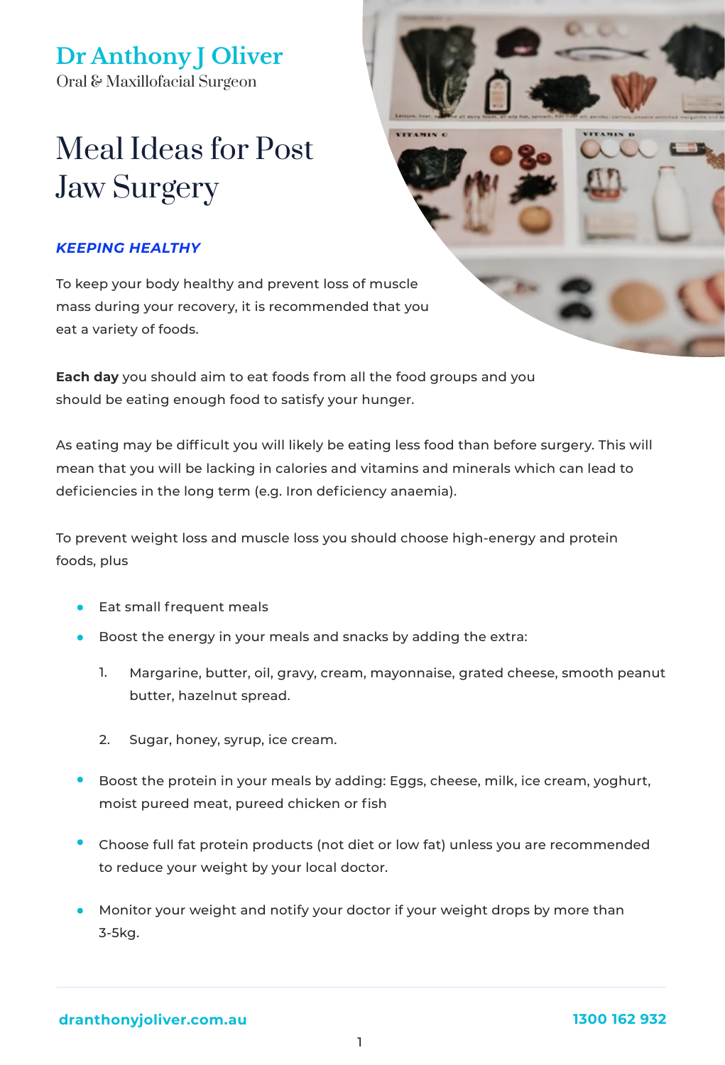Dr Anthony J Oliver

Oral & Maxillofacial Surgeon

# Meal Ideas for Post Jaw Surgery

## *KEEPING HEALTHY*

To keep your body healthy and prevent loss of muscle mass during your recovery, it is recommended that you eat a variety of foods.

**Each day** you should aim to eat foods from all the food groups and you should be eating enough food to satisfy your hunger.

As eating may be difficult you will likely be eating less food than before surgery. This will mean that you will be lacking in calories and vitamins and minerals which can lead to deficiencies in the long term (e.g. Iron deficiency anaemia).

To prevent weight loss and muscle loss you should choose high-energy and protein foods, plus

- Eat small frequent meals
- Boost the energy in your meals and snacks by adding the extra:
  1. Margarine, butter, oil, gravy, cream, mayonnaise, grated cheese, smooth peanut butter, hazelnut spread.
  2. Sugar, honey, syrup, ice cream.
- Boost the protein in your meals by adding: Eggs, cheese, milk, ice cream, yoghurt, moist pureed meat, pureed chicken or fish
- Choose full fat protein products (not diet or low fat) unless you are recommended to reduce your weight by your local doctor.
- Monitor your weight and notify your doctor if your weight drops by more than 3-5kg.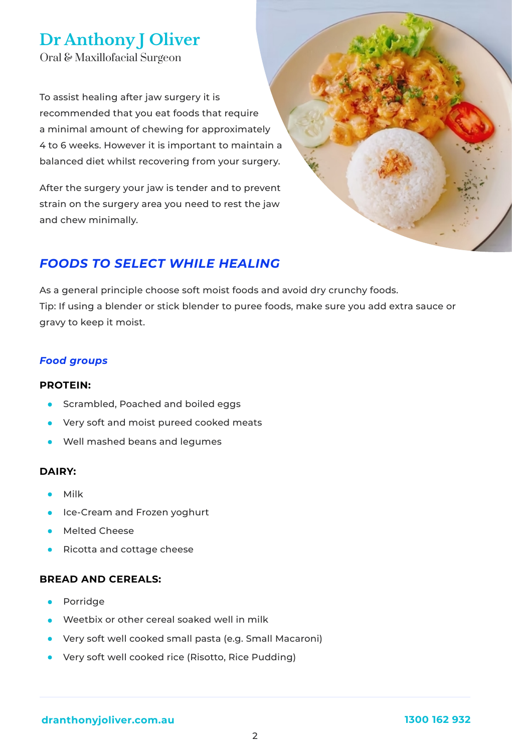# Dr Anthony J Oliver

Oral & Maxillofacial Surgeon

To assist healing after jaw surgery it is recommended that you eat foods that require a minimal amount of chewing for approximately 4 to 6 weeks. However it is important to maintain a balanced diet whilst recovering from your surgery.

After the surgery your jaw is tender and to prevent strain on the surgery area you need to rest the jaw and chew minimally.

## *FOODS TO SELECT WHILE HEALING*

As a general principle choose soft moist foods and avoid dry crunchy foods.
Tip: If using a blender or stick blender to puree foods, make sure you add extra sauce or gravy to keep it moist.

### *Food groups*

**PROTEIN:**

- Scrambled, Poached and boiled eggs
- Very soft and moist pureed cooked meats
- Well mashed beans and legumes

**DAIRY:**

- Milk
- Ice-Cream and Frozen yoghurt
- Melted Cheese
- Ricotta and cottage cheese

**BREAD AND CEREALS:**

- Porridge
- Weetbix or other cereal soaked well in milk
- Very soft well cooked small pasta (e.g. Small Macaroni)
- Very soft well cooked rice (Risotto, Rice Pudding)

dranthonyjoliver.com.au

1300 162 932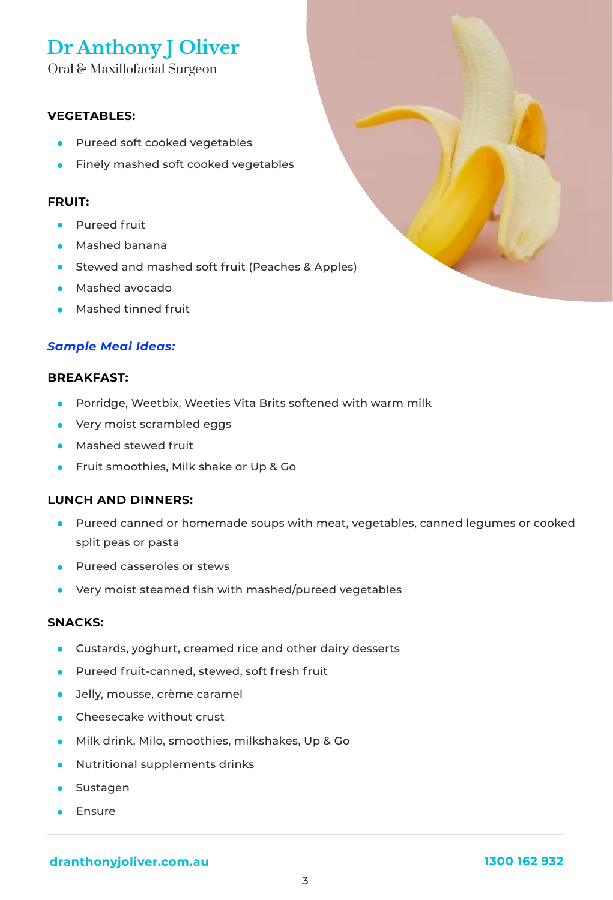# Dr Anthony J Oliver

Oral & Maxillofacial Surgeon

**VEGETABLES:**

- Pureed soft cooked vegetables
- Finely mashed soft cooked vegetables

**FRUIT:**

- Pureed fruit
- Mashed banana
- Stewed and mashed soft fruit (Peaches & Apples)
- Mashed avocado
- Mashed tinned fruit

***Sample Meal Ideas:***

**BREAKFAST:**

- Porridge, Weetbix, Weeties Vita Brits softened with warm milk
- Very moist scrambled eggs
- Mashed stewed fruit
- Fruit smoothies, Milk shake or Up & Go

**LUNCH AND DINNERS:**

- Pureed canned or homemade soups with meat, vegetables, canned legumes or cooked split peas or pasta
- Pureed casseroles or stews
- Very moist steamed fish with mashed/pureed vegetables

**SNACKS:**

- Custards, yoghurt, creamed rice and other dairy desserts
- Pureed fruit-canned, stewed, soft fresh fruit
- Jelly, mousse, crème caramel
- Cheesecake without crust
- Milk drink, Milo, smoothies, milkshakes, Up & Go
- Nutritional supplements drinks
- Sustagen
- Ensure

dranthonyjoliver.com.au 1300 162 932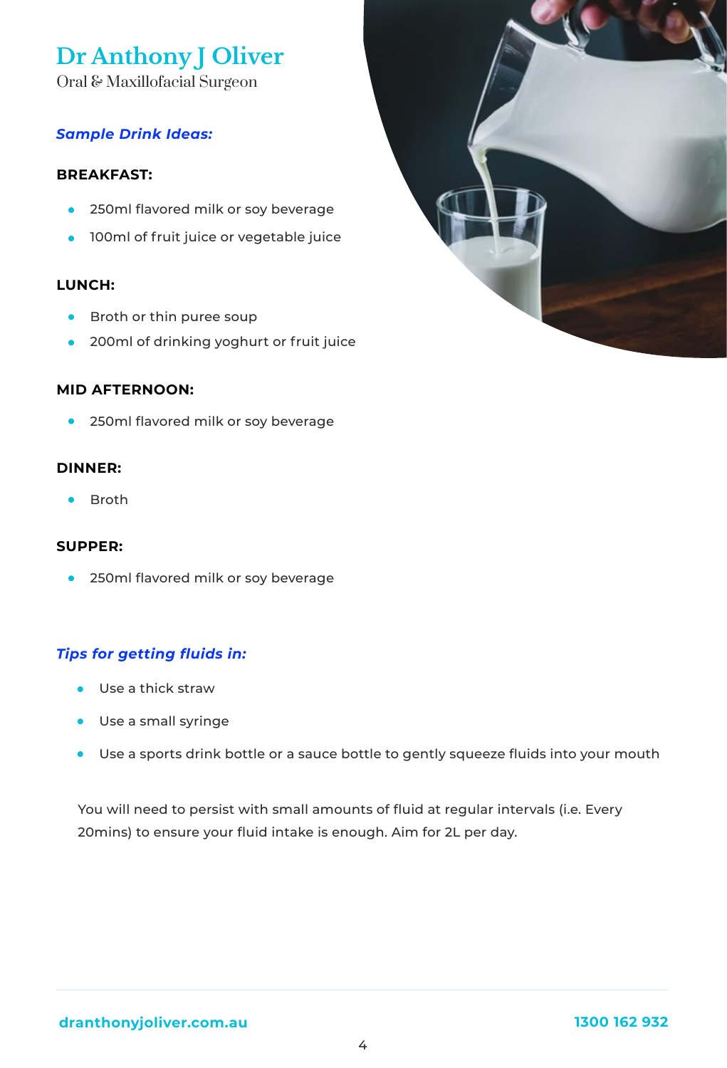# Dr Anthony J Oliver

Oral & Maxillofacial Surgeon

## *Sample Drink Ideas:*

**BREAKFAST:**

- 250ml flavored milk or soy beverage
- 100ml of fruit juice or vegetable juice

**LUNCH:**

- Broth or thin puree soup
- 200ml of drinking yoghurt or fruit juice

**MID AFTERNOON:**

- 250ml flavored milk or soy beverage

**DINNER:**

- Broth

**SUPPER:**

- 250ml flavored milk or soy beverage

## *Tips for getting fluids in:*

- Use a thick straw
- Use a small syringe
- Use a sports drink bottle or a sauce bottle to gently squeeze fluids into your mouth

You will need to persist with small amounts of fluid at regular intervals (i.e. Every 20mins) to ensure your fluid intake is enough. Aim for 2L per day.

dranthonyjoliver.com.au

1300 162 932